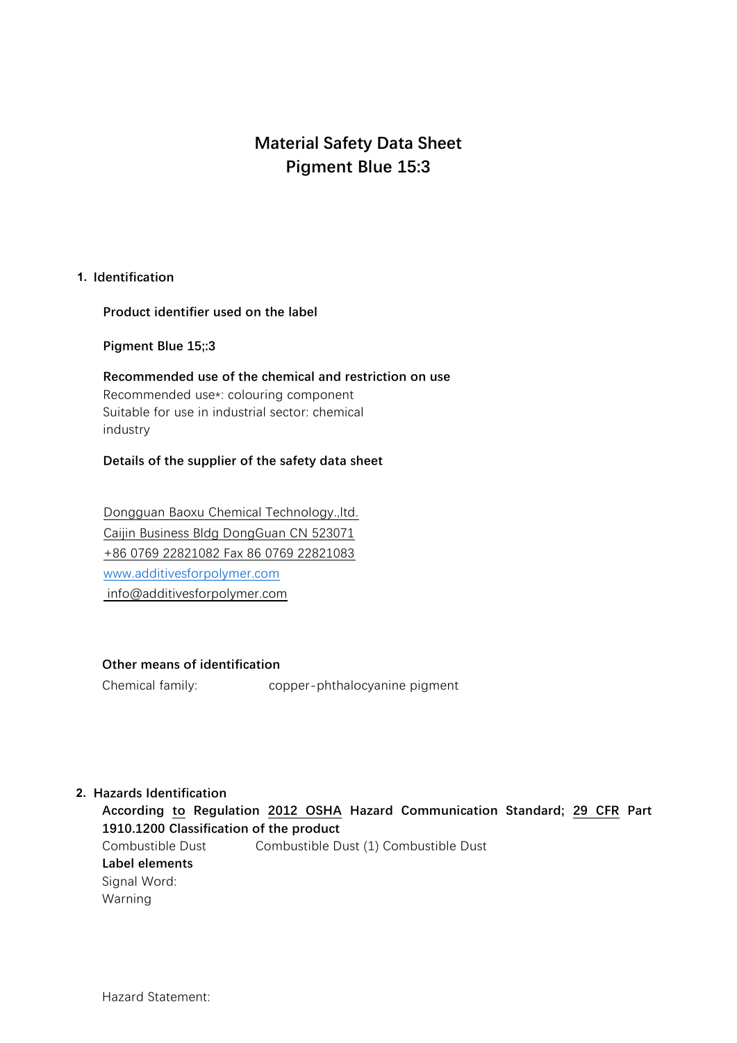# Material Safety Data Sheet
# Pigment Blue 15:3

## 1. Identification

**Product identifier used on the label**

**Pigment Blue 15;:3**

**Recommended use of the chemical and restriction on use**

Recommended use*: colouring component
Suitable for use in industrial sector: chemical
industry

**Details of the supplier of the safety data sheet**

Dongguan Baoxu Chemical Technology.,ltd.
Caijin Business Bldg DongGuan CN 523071
+86 0769 22821082 Fax 86 0769 22821083
www.additivesforpolymer.com
info@additivesforpolymer.com

**Other means of identification**

Chemical family: copper-phthalocyanine pigment

## 2. Hazards Identification

**According to Regulation 2012 OSHA Hazard Communication Standard; 29 CFR Part 1910.1200 Classification of the product**

Combustible Dust Combustible Dust (1) Combustible Dust

**Label elements**

Signal Word:
Warning

Hazard Statement: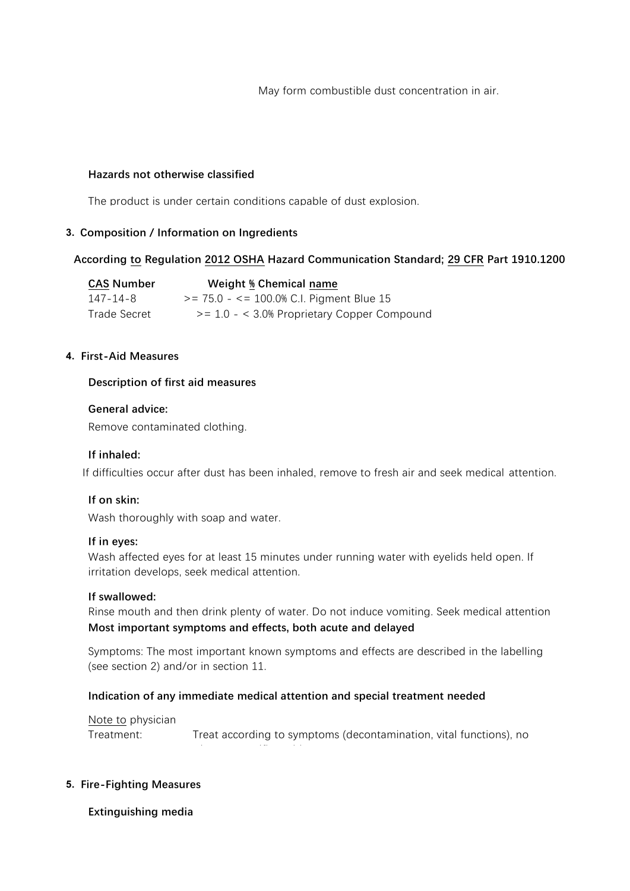May form combustible dust concentration in air.

**Hazards not otherwise classified**

The product is under certain conditions capable of dust explosion.

## 3. Composition / Information on Ingredients

**According to Regulation 2012 OSHA Hazard Communication Standard; 29 CFR Part 1910.1200**

| CAS Number | Weight % | Chemical name |
|---|---|---|
| 147-14-8 | >= 75.0 - <= 100.0% | C.I. Pigment Blue 15 |
| Trade Secret | >= 1.0 - < 3.0% | Proprietary Copper Compound |

## 4. First-Aid Measures

**Description of first aid measures**

**General advice:**

Remove contaminated clothing.

**If inhaled:**

If difficulties occur after dust has been inhaled, remove to fresh air and seek medical attention.

**If on skin:**

Wash thoroughly with soap and water.

**If in eyes:**

Wash affected eyes for at least 15 minutes under running water with eyelids held open. If irritation develops, seek medical attention.

**If swallowed:**

Rinse mouth and then drink plenty of water. Do not induce vomiting. Seek medical attention

**Most important symptoms and effects, both acute and delayed**

Symptoms: The most important known symptoms and effects are described in the labelling (see section 2) and/or in section 11.

**Indication of any immediate medical attention and special treatment needed**

Note to physician

Treatment: Treat according to symptoms (decontamination, vital functions), no

## 5. Fire-Fighting Measures

**Extinguishing media**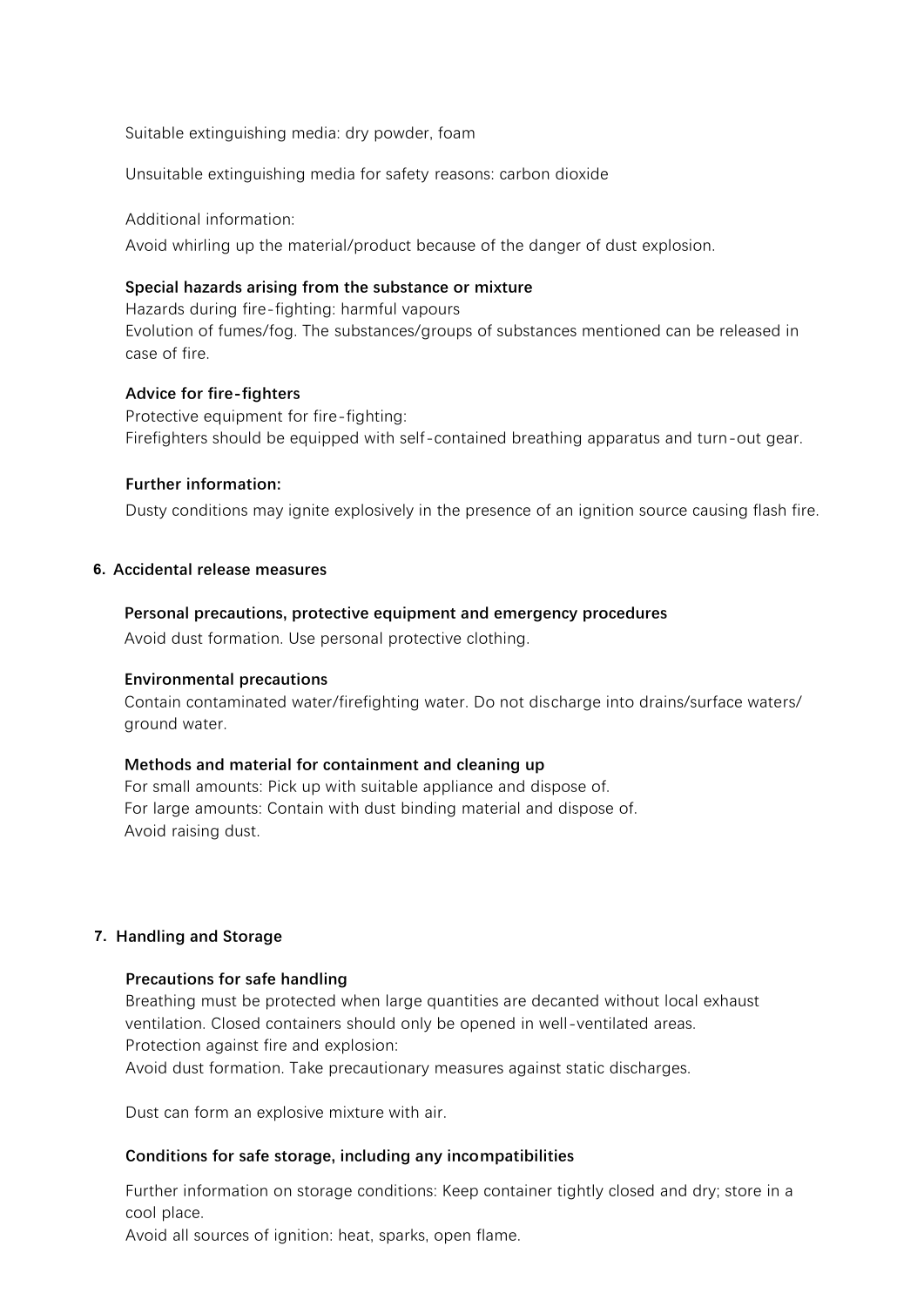Suitable extinguishing media: dry powder, foam

Unsuitable extinguishing media for safety reasons: carbon dioxide

Additional information:

Avoid whirling up the material/product because of the danger of dust explosion.

**Special hazards arising from the substance or mixture**

Hazards during fire-fighting: harmful vapours

Evolution of fumes/fog. The substances/groups of substances mentioned can be released in case of fire.

**Advice for fire-fighters**

Protective equipment for fire-fighting:

Firefighters should be equipped with self-contained breathing apparatus and turn-out gear.

**Further information:**

Dusty conditions may ignite explosively in the presence of an ignition source causing flash fire.

## 6. Accidental release measures

**Personal precautions, protective equipment and emergency procedures**

Avoid dust formation. Use personal protective clothing.

**Environmental precautions**

Contain contaminated water/firefighting water. Do not discharge into drains/surface waters/ ground water.

**Methods and material for containment and cleaning up**

For small amounts: Pick up with suitable appliance and dispose of.

For large amounts: Contain with dust binding material and dispose of.

Avoid raising dust.

## 7. Handling and Storage

**Precautions for safe handling**

Breathing must be protected when large quantities are decanted without local exhaust ventilation. Closed containers should only be opened in well-ventilated areas.

Protection against fire and explosion:

Avoid dust formation. Take precautionary measures against static discharges.

Dust can form an explosive mixture with air.

**Conditions for safe storage, including any incompatibilities**

Further information on storage conditions: Keep container tightly closed and dry; store in a cool place.

Avoid all sources of ignition: heat, sparks, open flame.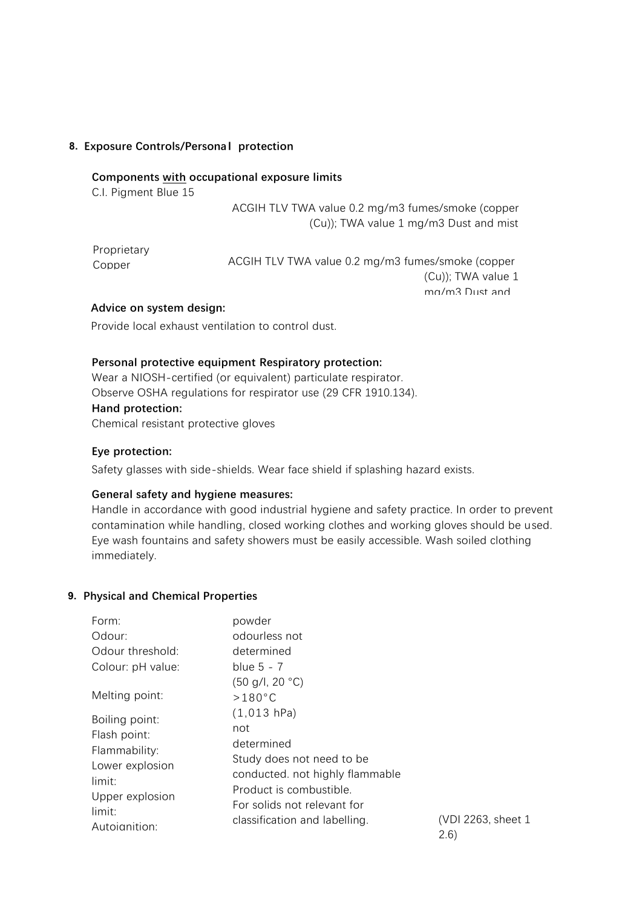## 8. Exposure Controls/Personal protection

**Components with occupational exposure limits**

C.I. Pigment Blue 15

ACGIH TLV TWA value 0.2 mg/m3 fumes/smoke (copper (Cu)); TWA value 1 mg/m3 Dust and mist

Proprietary Copper

ACGIH TLV TWA value 0.2 mg/m3 fumes/smoke (copper (Cu)); TWA value 1 mg/m3 Dust and

**Advice on system design:**

Provide local exhaust ventilation to control dust.

**Personal protective equipment Respiratory protection:**

Wear a NIOSH-certified (or equivalent) particulate respirator.
Observe OSHA regulations for respirator use (29 CFR 1910.134).

**Hand protection:**

Chemical resistant protective gloves

**Eye protection:**

Safety glasses with side-shields. Wear face shield if splashing hazard exists.

**General safety and hygiene measures:**

Handle in accordance with good industrial hygiene and safety practice. In order to prevent contamination while handling, closed working clothes and working gloves should be used. Eye wash fountains and safety showers must be easily accessible. Wash soiled clothing immediately.

## 9. Physical and Chemical Properties

Form: powder
Odour: odourless
Odour threshold: not determined
Colour: blue
pH value: 5 - 7 (50 g/l, 20 °C)
Melting point: >180°C (1,013 hPa)
Boiling point: not determined
Flash point: Study does not need to be conducted.
Flammability: not highly flammable
Lower explosion limit: Product is combustible.
Upper explosion limit: For solids not relevant for classification and labelling.
Autoignition: (VDI 2263, sheet 1 2.6)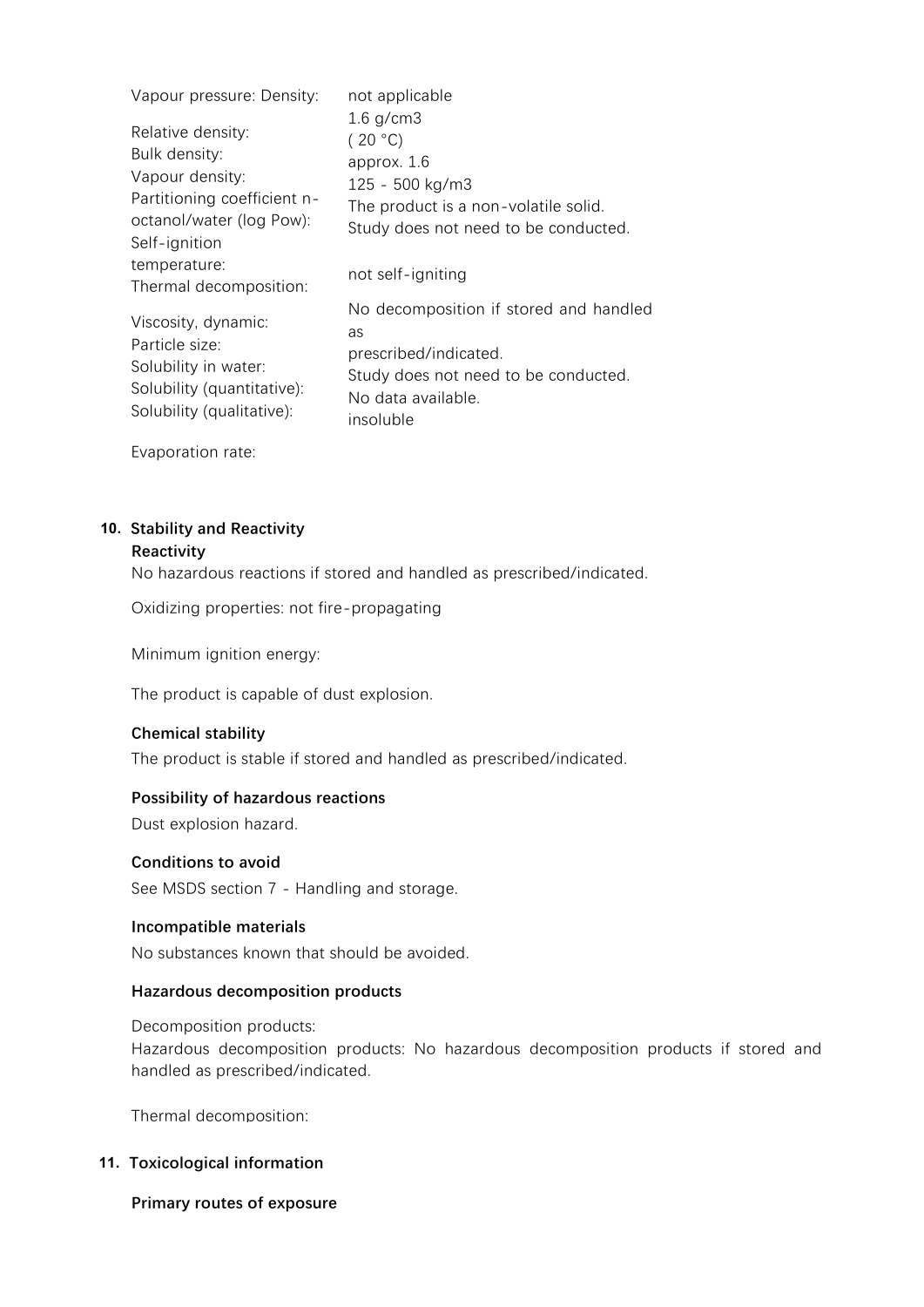| | |
|---|---|
| Vapour pressure: Density: | not applicable |
| | 1.6 g/cm3 |
| Relative density: | ( 20 °C) |
| Bulk density: | approx. 1.6 |
| Vapour density: | 125 - 500 kg/m3 |
| Partitioning coefficient n-octanol/water (log Pow): | The product is a non-volatile solid. |
| | Study does not need to be conducted. |
| Self-ignition temperature: | not self-igniting |
| Thermal decomposition: | No decomposition if stored and handled as prescribed/indicated. |
| Viscosity, dynamic: | Study does not need to be conducted. |
| Particle size: | No data available. |
| Solubility in water: | insoluble |
| Solubility (quantitative): | |
| Solubility (qualitative): | |
| Evaporation rate: | |

## 10. Stability and Reactivity

### Reactivity

No hazardous reactions if stored and handled as prescribed/indicated.

Oxidizing properties: not fire-propagating

Minimum ignition energy:

The product is capable of dust explosion.

### Chemical stability

The product is stable if stored and handled as prescribed/indicated.

### Possibility of hazardous reactions

Dust explosion hazard.

### Conditions to avoid

See MSDS section 7 - Handling and storage.

### Incompatible materials

No substances known that should be avoided.

### Hazardous decomposition products

Decomposition products:
Hazardous decomposition products: No hazardous decomposition products if stored and handled as prescribed/indicated.

Thermal decomposition:

## 11. Toxicological information

### Primary routes of exposure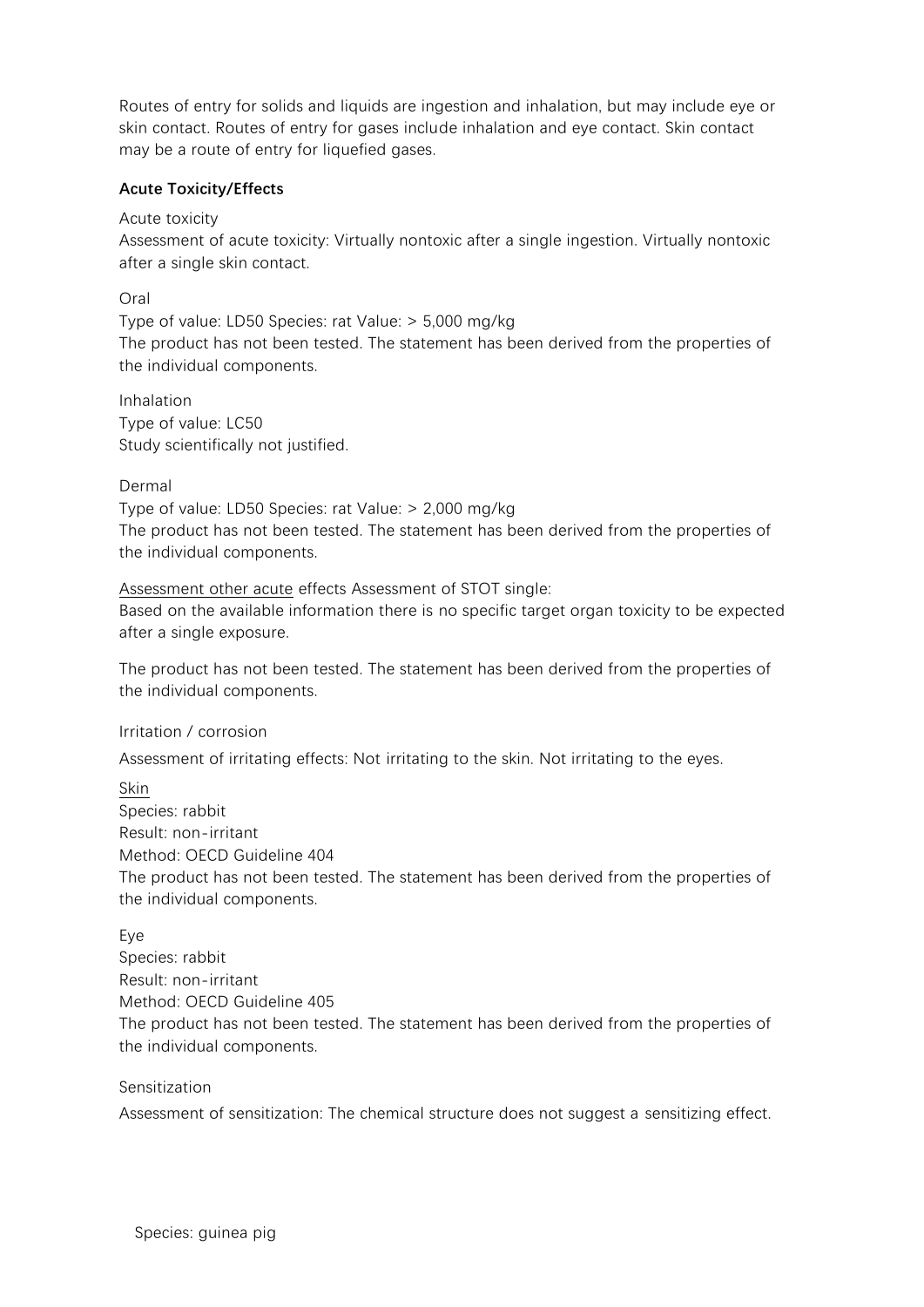Routes of entry for solids and liquids are ingestion and inhalation, but may include eye or skin contact. Routes of entry for gases include inhalation and eye contact. Skin contact may be a route of entry for liquefied gases.

**Acute Toxicity/Effects**

Acute toxicity

Assessment of acute toxicity: Virtually nontoxic after a single ingestion. Virtually nontoxic after a single skin contact.

Oral

Type of value: LD50 Species: rat Value: > 5,000 mg/kg

The product has not been tested. The statement has been derived from the properties of the individual components.

Inhalation

Type of value: LC50

Study scientifically not justified.

Dermal

Type of value: LD50 Species: rat Value: > 2,000 mg/kg

The product has not been tested. The statement has been derived from the properties of the individual components.

Assessment other acute effects Assessment of STOT single:

Based on the available information there is no specific target organ toxicity to be expected after a single exposure.

The product has not been tested. The statement has been derived from the properties of the individual components.

Irritation / corrosion

Assessment of irritating effects: Not irritating to the skin. Not irritating to the eyes.

Skin

Species: rabbit

Result: non-irritant

Method: OECD Guideline 404

The product has not been tested. The statement has been derived from the properties of the individual components.

Eye

Species: rabbit

Result: non-irritant

Method: OECD Guideline 405

The product has not been tested. The statement has been derived from the properties of the individual components.

Sensitization

Assessment of sensitization: The chemical structure does not suggest a sensitizing effect.

Species: guinea pig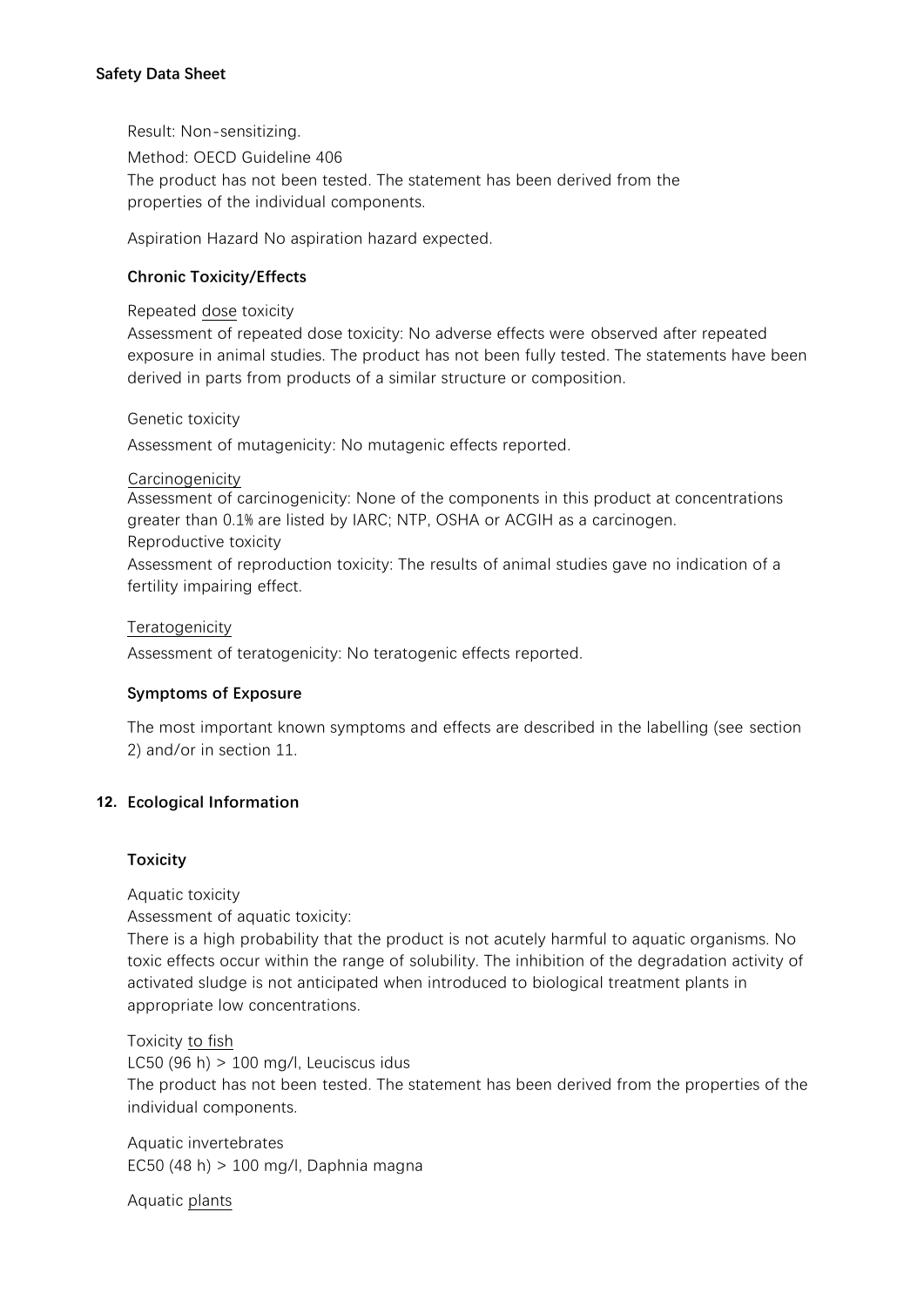Result: Non-sensitizing.

Method: OECD Guideline 406

The product has not been tested. The statement has been derived from the properties of the individual components.

Aspiration Hazard No aspiration hazard expected.

### Chronic Toxicity/Effects

Repeated dose toxicity

Assessment of repeated dose toxicity: No adverse effects were observed after repeated exposure in animal studies. The product has not been fully tested. The statements have been derived in parts from products of a similar structure or composition.

Genetic toxicity

Assessment of mutagenicity: No mutagenic effects reported.

Carcinogenicity

Assessment of carcinogenicity: None of the components in this product at concentrations greater than 0.1% are listed by IARC; NTP, OSHA or ACGIH as a carcinogen.

Reproductive toxicity

Assessment of reproduction toxicity: The results of animal studies gave no indication of a fertility impairing effect.

Teratogenicity

Assessment of teratogenicity: No teratogenic effects reported.

### Symptoms of Exposure

The most important known symptoms and effects are described in the labelling (see section 2) and/or in section 11.

## 12. Ecological Information

### Toxicity

Aquatic toxicity

Assessment of aquatic toxicity:

There is a high probability that the product is not acutely harmful to aquatic organisms. No toxic effects occur within the range of solubility. The inhibition of the degradation activity of activated sludge is not anticipated when introduced to biological treatment plants in appropriate low concentrations.

Toxicity to fish

LC50 (96 h) > 100 mg/l, Leuciscus idus

The product has not been tested. The statement has been derived from the properties of the individual components.

Aquatic invertebrates

EC50 (48 h) > 100 mg/l, Daphnia magna

Aquatic plants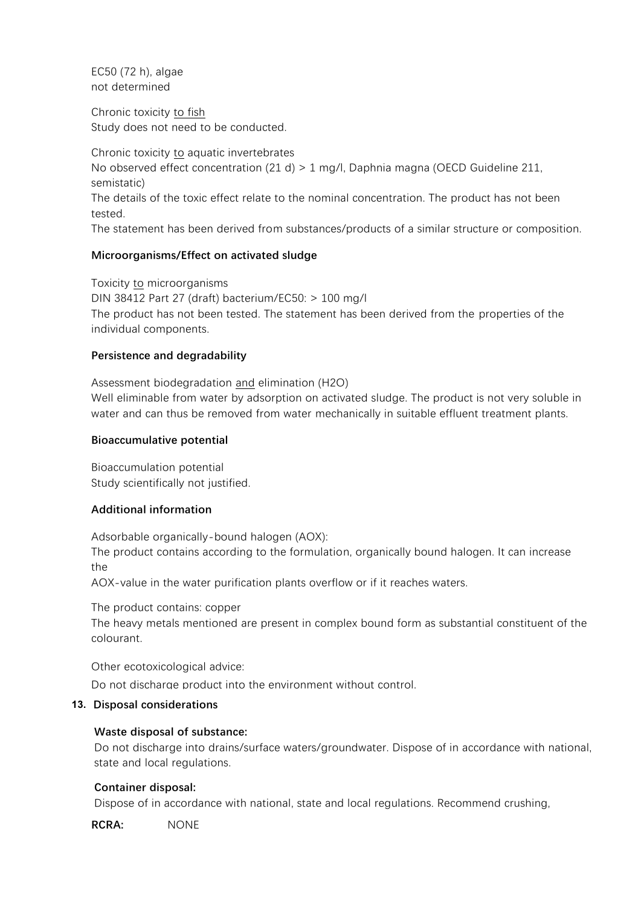EC50 (72 h), algae
not determined

Chronic toxicity to fish
Study does not need to be conducted.

Chronic toxicity to aquatic invertebrates
No observed effect concentration (21 d) > 1 mg/l, Daphnia magna (OECD Guideline 211, semistatic)
The details of the toxic effect relate to the nominal concentration. The product has not been tested.
The statement has been derived from substances/products of a similar structure or composition.

**Microorganisms/Effect on activated sludge**

Toxicity to microorganisms
DIN 38412 Part 27 (draft) bacterium/EC50: > 100 mg/l
The product has not been tested. The statement has been derived from the properties of the individual components.

**Persistence and degradability**

Assessment biodegradation and elimination ($H_2O$)
Well eliminable from water by adsorption on activated sludge. The product is not very soluble in water and can thus be removed from water mechanically in suitable effluent treatment plants.

**Bioaccumulative potential**

Bioaccumulation potential
Study scientifically not justified.

**Additional information**

Adsorbable organically-bound halogen (AOX):
The product contains according to the formulation, organically bound halogen. It can increase the
AOX-value in the water purification plants overflow or if it reaches waters.

The product contains: copper
The heavy metals mentioned are present in complex bound form as substantial constituent of the colourant.

Other ecotoxicological advice:
Do not discharge product into the environment without control.

## 13. Disposal considerations

**Waste disposal of substance:**
Do not discharge into drains/surface waters/groundwater. Dispose of in accordance with national, state and local regulations.

**Container disposal:**
Dispose of in accordance with national, state and local regulations. Recommend crushing,

**RCRA:** NONE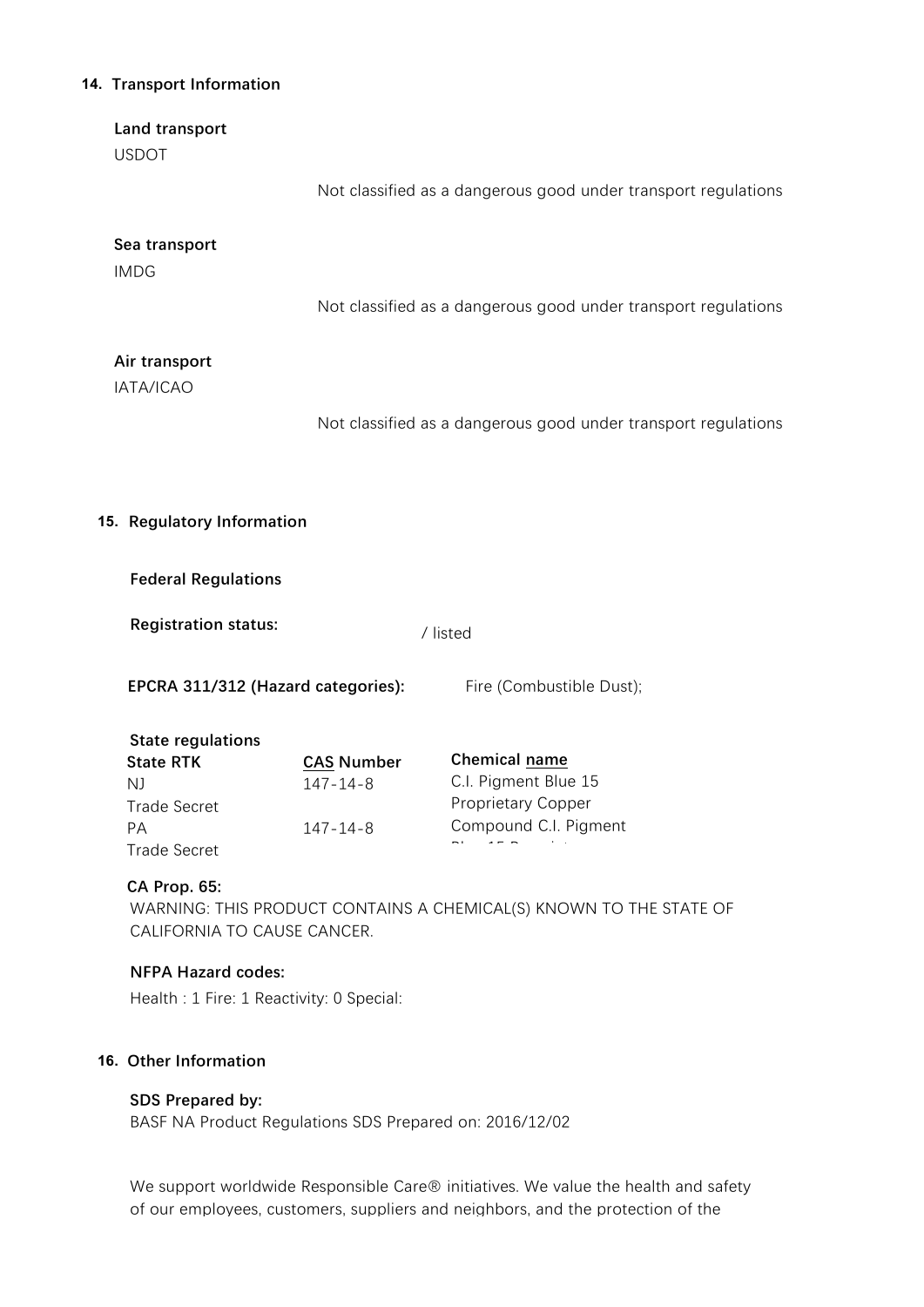## 14. Transport Information

**Land transport**

USDOT

Not classified as a dangerous good under transport regulations

**Sea transport**

IMDG

Not classified as a dangerous good under transport regulations

**Air transport**

IATA/ICAO

Not classified as a dangerous good under transport regulations

## 15. Regulatory Information

**Federal Regulations**

**Registration status:** / listed

**EPCRA 311/312 (Hazard categories):** Fire (Combustible Dust);

**State regulations**

| State RTK | CAS Number | Chemical name |
|---|---|---|
| NJ | 147-14-8 | C.I. Pigment Blue 15 |
| Trade Secret | | Proprietary Copper |
| PA | 147-14-8 | Compound C.I. Pigment |
| Trade Secret | | Blue 15 Proprietary |

**CA Prop. 65:**

WARNING: THIS PRODUCT CONTAINS A CHEMICAL(S) KNOWN TO THE STATE OF CALIFORNIA TO CAUSE CANCER.

**NFPA Hazard codes:**

Health : 1 Fire: 1 Reactivity: 0 Special:

## 16. Other Information

**SDS Prepared by:**

BASF NA Product Regulations SDS Prepared on: 2016/12/02

We support worldwide Responsible Care® initiatives. We value the health and safety of our employees, customers, suppliers and neighbors, and the protection of the